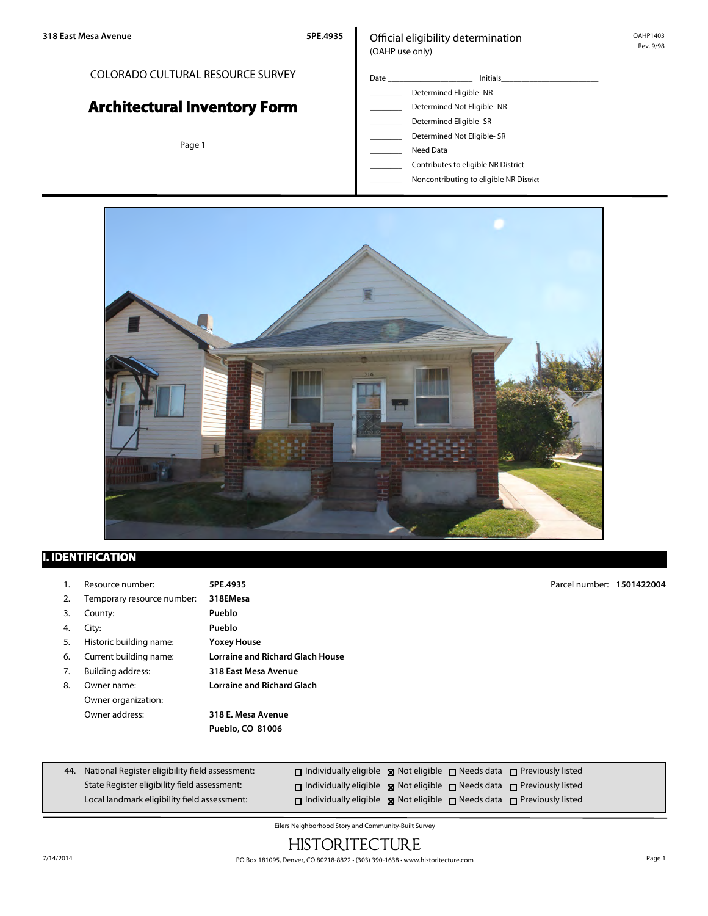COLORADO CULTURAL RESOURCE SURVEY

# Architectural Inventory Form

Official eligibility determination
(OAHP use only)

OAHP1403
Rev. 9/98

Date ____________ Initials ____________

_______ Determined Eligible- NR
_______ Determined Not Eligible- NR
_______ Determined Eligible- SR
_______ Determined Not Eligible- SR
_______ Need Data
_______ Contributes to eligible NR District
_______ Noncontributing to eligible NR District

## I. IDENTIFICATION

1. Resource number: **5PE.4935** — Parcel number: **1501422004**
2. Temporary resource number: **318EMesa**
3. County: **Pueblo**
4. City: **Pueblo**
5. Historic building name: **Yoxey House**
6. Current building name: **Lorraine and Richard Glach House**
7. Building address: **318 East Mesa Avenue**
8. Owner name: **Lorraine and Richard Glach**
   Owner organization:
   Owner address: **318 E. Mesa Avenue**
   **Pueblo, CO 81006**

| 44. | | | | |
|---|---|---|---|---|
| National Register eligibility field assessment: | ☐ Individually eligible | ☒ Not eligible | ☐ Needs data | ☐ Previously listed |
| State Register eligibility field assessment: | ☐ Individually eligible | ☒ Not eligible | ☐ Needs data | ☐ Previously listed |
| Local landmark eligibility field assessment: | ☐ Individually eligible | ☒ Not eligible | ☐ Needs data | ☐ Previously listed |

Eilers Neighborhood Story and Community-Built Survey

HISTORITECTURE

PO Box 181095, Denver, CO 80218-8822 • (303) 390-1638 • www.historitecture.com

7/14/2014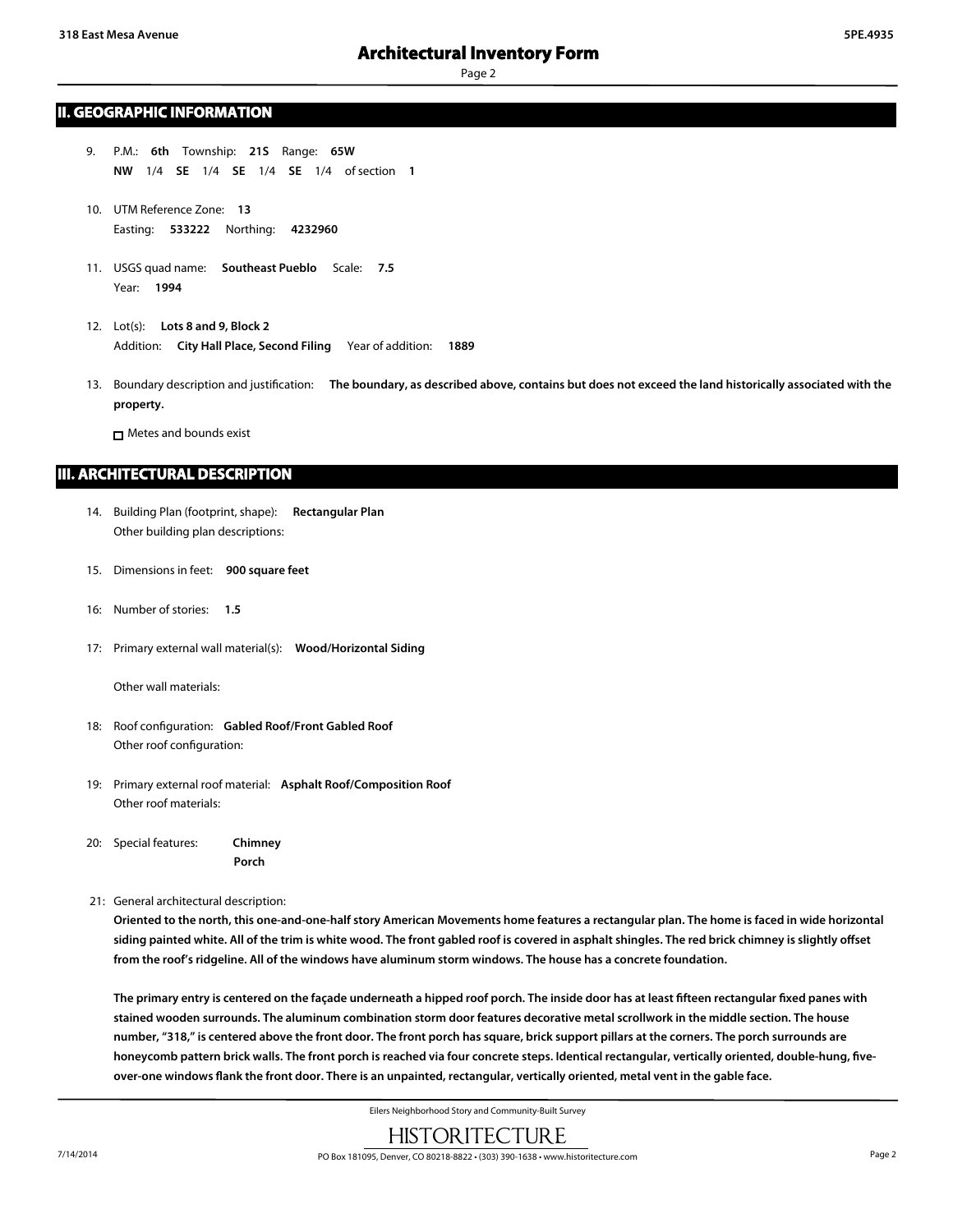## II. GEOGRAPHIC INFORMATION

9. P.M.: **6th** Township: **21S** Range: **65W**
   **NW** 1/4 **SE** 1/4 **SE** 1/4 **SE** 1/4 of section **1**

10. UTM Reference Zone: **13**
    Easting: **533222** Northing: **4232960**

11. USGS quad name: **Southeast Pueblo** Scale: **7.5**
    Year: **1994**

12. Lot(s): **Lots 8 and 9, Block 2**
    Addition: **City Hall Place, Second Filing** Year of addition: **1889**

13. Boundary description and justification: **The boundary, as described above, contains but does not exceed the land historically associated with the property.**

    ☐ Metes and bounds exist

## III. ARCHITECTURAL DESCRIPTION

14. Building Plan (footprint, shape): **Rectangular Plan**
    Other building plan descriptions:

15. Dimensions in feet: **900 square feet**

16: Number of stories: **1.5**

17: Primary external wall material(s): **Wood/Horizontal Siding**

    Other wall materials:

18: Roof configuration: **Gabled Roof/Front Gabled Roof**
    Other roof configuration:

19: Primary external roof material: **Asphalt Roof/Composition Roof**
    Other roof materials:

20: Special features: **Chimney**
    **Porch**

21: General architectural description:

**Oriented to the north, this one-and-one-half story American Movements home features a rectangular plan. The home is faced in wide horizontal siding painted white. All of the trim is white wood. The front gabled roof is covered in asphalt shingles. The red brick chimney is slightly offset from the roof's ridgeline. All of the windows have aluminum storm windows. The house has a concrete foundation.**

**The primary entry is centered on the façade underneath a hipped roof porch. The inside door has at least fifteen rectangular fixed panes with stained wooden surrounds. The aluminum combination storm door features decorative metal scrollwork in the middle section. The house number, "318," is centered above the front door. The front porch has square, brick support pillars at the corners. The porch surrounds are honeycomb pattern brick walls. The front porch is reached via four concrete steps. Identical rectangular, vertically oriented, double-hung, five-over-one windows flank the front door. There is an unpainted, rectangular, vertically oriented, metal vent in the gable face.**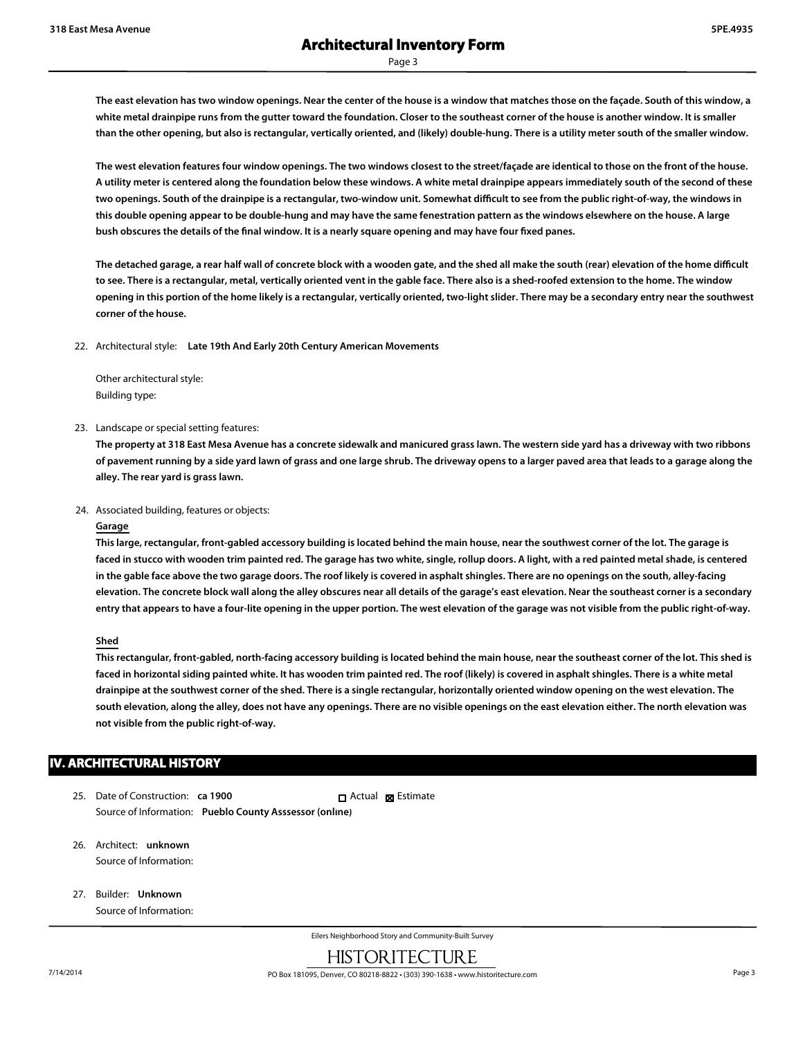**The east elevation has two window openings. Near the center of the house is a window that matches those on the façade. South of this window, a white metal drainpipe runs from the gutter toward the foundation. Closer to the southeast corner of the house is another window. It is smaller than the other opening, but also is rectangular, vertically oriented, and (likely) double-hung. There is a utility meter south of the smaller window.**

**The west elevation features four window openings. The two windows closest to the street/façade are identical to those on the front of the house. A utility meter is centered along the foundation below these windows. A white metal drainpipe appears immediately south of the second of these two openings. South of the drainpipe is a rectangular, two-window unit. Somewhat difficult to see from the public right-of-way, the windows in this double opening appear to be double-hung and may have the same fenestration pattern as the windows elsewhere on the house. A large bush obscures the details of the final window. It is a nearly square opening and may have four fixed panes.**

**The detached garage, a rear half wall of concrete block with a wooden gate, and the shed all make the south (rear) elevation of the home difficult to see. There is a rectangular, metal, vertically oriented vent in the gable face. There also is a shed-roofed extension to the home. The window opening in this portion of the home likely is a rectangular, vertically oriented, two-light slider. There may be a secondary entry near the southwest corner of the house.**

22. Architectural style: **Late 19th And Early 20th Century American Movements**

    Other architectural style:
    Building type:

23. Landscape or special setting features:
    **The property at 318 East Mesa Avenue has a concrete sidewalk and manicured grass lawn. The western side yard has a driveway with two ribbons of pavement running by a side yard lawn of grass and one large shrub. The driveway opens to a larger paved area that leads to a garage along the alley. The rear yard is grass lawn.**

24. Associated building, features or objects:

    **Garage**

    **This large, rectangular, front-gabled accessory building is located behind the main house, near the southwest corner of the lot. The garage is faced in stucco with wooden trim painted red. The garage has two white, single, rollup doors. A light, with a red painted metal shade, is centered in the gable face above the two garage doors. The roof likely is covered in asphalt shingles. There are no openings on the south, alley-facing elevation. The concrete block wall along the alley obscures near all details of the garage's east elevation. Near the southeast corner is a secondary entry that appears to have a four-lite opening in the upper portion. The west elevation of the garage was not visible from the public right-of-way.**

    **Shed**

    **This rectangular, front-gabled, north-facing accessory building is located behind the main house, near the southeast corner of the lot. This shed is faced in horizontal siding painted white. It has wooden trim painted red. The roof (likely) is covered in asphalt shingles. There is a white metal drainpipe at the southwest corner of the shed. There is a single rectangular, horizontally oriented window opening on the west elevation. The south elevation, along the alley, does not have any openings. There are no visible openings on the east elevation either. The north elevation was not visible from the public right-of-way.**

## IV. ARCHITECTURAL HISTORY

25. Date of Construction: **ca 1900** ☐ Actual ☒ Estimate
    Source of Information: **Pueblo County Asssessor (online)**

26. Architect: **unknown**
    Source of Information:

27. Builder: **Unknown**
    Source of Information: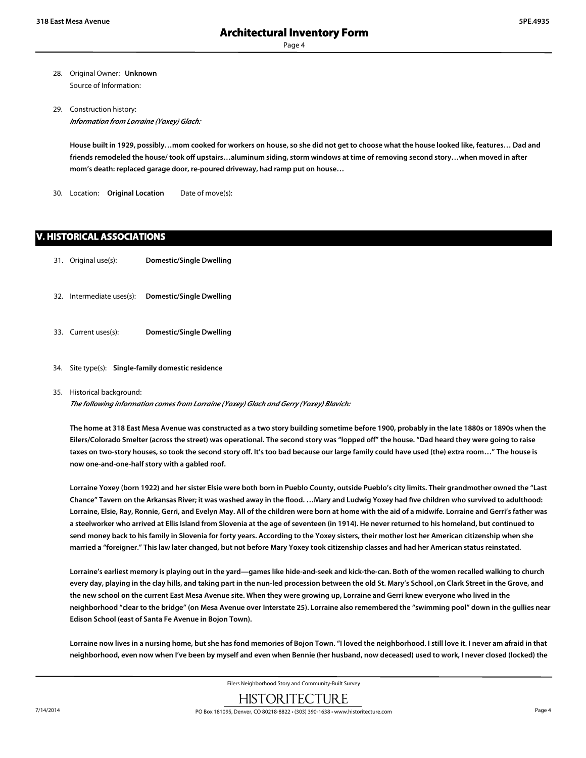28. Original Owner: **Unknown**
    Source of Information:

29. Construction history:
    *Information from Lorraine (Yoxey) Glach:*

    **House built in 1929, possibly…mom cooked for workers on house, so she did not get to choose what the house looked like, features… Dad and friends remodeled the house/ took off upstairs…aluminum siding, storm windows at time of removing second story…when moved in after mom's death: replaced garage door, re-poured driveway, had ramp put on house…**

30. Location: **Original Location** Date of move(s):

## V. HISTORICAL ASSOCIATIONS

31. Original use(s): **Domestic/Single Dwelling**

32. Intermediate uses(s): **Domestic/Single Dwelling**

33. Current uses(s): **Domestic/Single Dwelling**

34. Site type(s): **Single-family domestic residence**

35. Historical background:
    *The following information comes from Lorraine (Yoxey) Glach and Gerry (Yoxey) Blavich:*

    **The home at 318 East Mesa Avenue was constructed as a two story building sometime before 1900, probably in the late 1880s or 1890s when the Eilers/Colorado Smelter (across the street) was operational. The second story was "lopped off" the house. "Dad heard they were going to raise taxes on two-story houses, so took the second story off. It's too bad because our large family could have used (the) extra room…" The house is now one-and-one-half story with a gabled roof.**

    **Lorraine Yoxey (born 1922) and her sister Elsie were both born in Pueblo County, outside Pueblo's city limits. Their grandmother owned the "Last Chance" Tavern on the Arkansas River; it was washed away in the flood. …Mary and Ludwig Yoxey had five children who survived to adulthood: Lorraine, Elsie, Ray, Ronnie, Gerri, and Evelyn May. All of the children were born at home with the aid of a midwife. Lorraine and Gerri's father was a steelworker who arrived at Ellis Island from Slovenia at the age of seventeen (in 1914). He never returned to his homeland, but continued to send money back to his family in Slovenia for forty years. According to the Yoxey sisters, their mother lost her American citizenship when she married a "foreigner." This law later changed, but not before Mary Yoxey took citizenship classes and had her American status reinstated.**

    **Lorraine's earliest memory is playing out in the yard—games like hide-and-seek and kick-the-can. Both of the women recalled walking to church every day, playing in the clay hills, and taking part in the nun-led procession between the old St. Mary's School ,on Clark Street in the Grove, and the new school on the current East Mesa Avenue site. When they were growing up, Lorraine and Gerri knew everyone who lived in the neighborhood "clear to the bridge" (on Mesa Avenue over Interstate 25). Lorraine also remembered the "swimming pool" down in the gullies near Edison School (east of Santa Fe Avenue in Bojon Town).**

    **Lorraine now lives in a nursing home, but she has fond memories of Bojon Town. "I loved the neighborhood. I still love it. I never am afraid in that neighborhood, even now when I've been by myself and even when Bennie (her husband, now deceased) used to work, I never closed (locked) the**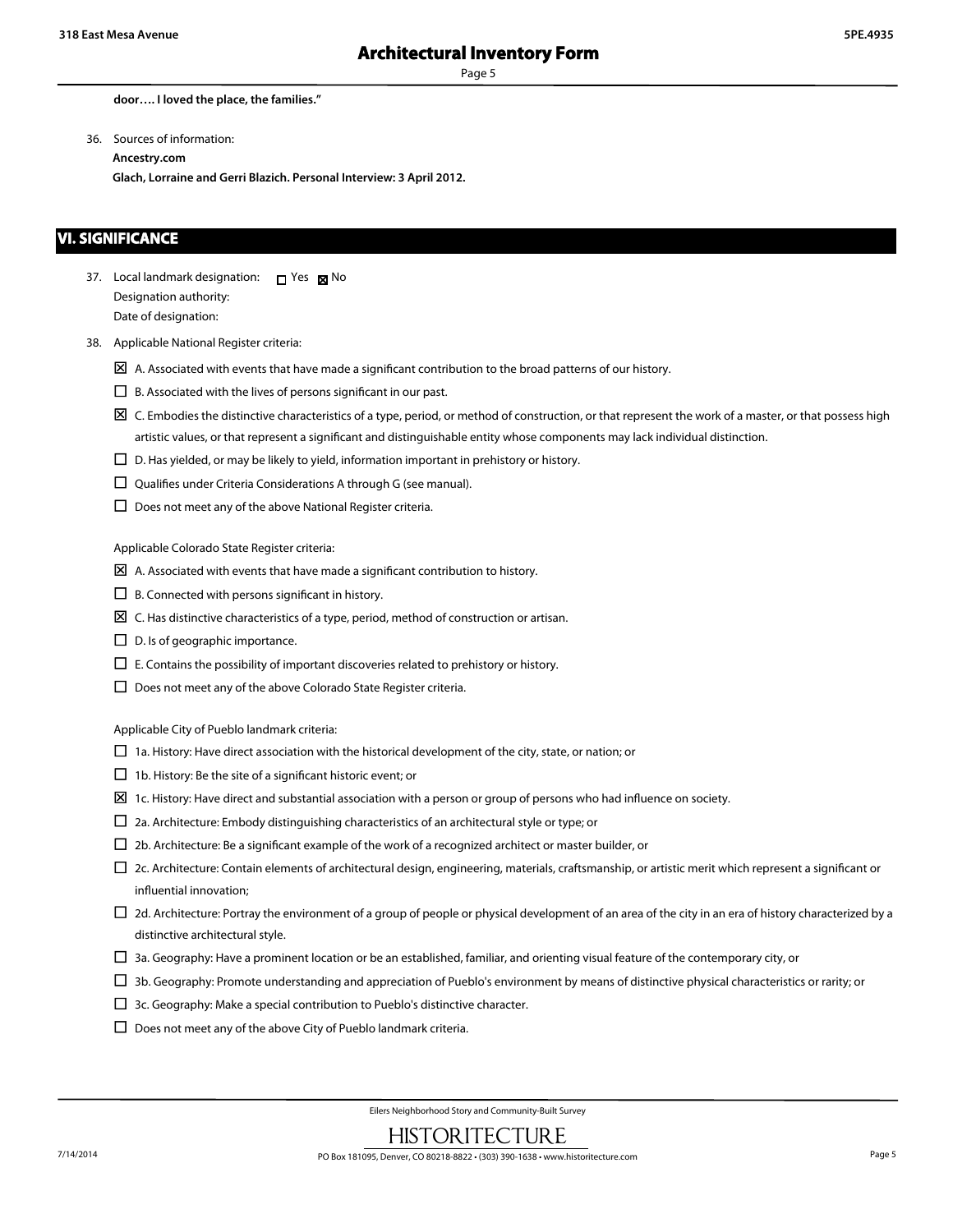**door…. I loved the place, the families."**

36. Sources of information:

    **Ancestry.com**

    **Glach, Lorraine and Gerri Blazich. Personal Interview: 3 April 2012.**

## VI. SIGNIFICANCE

37. Local landmark designation: ☐ Yes ☒ No

    Designation authority:

    Date of designation:

38. Applicable National Register criteria:

    ☒ A. Associated with events that have made a significant contribution to the broad patterns of our history.

    ☐ B. Associated with the lives of persons significant in our past.

    ☒ C. Embodies the distinctive characteristics of a type, period, or method of construction, or that represent the work of a master, or that possess high artistic values, or that represent a significant and distinguishable entity whose components may lack individual distinction.

    ☐ D. Has yielded, or may be likely to yield, information important in prehistory or history.

    ☐ Qualifies under Criteria Considerations A through G (see manual).

    ☐ Does not meet any of the above National Register criteria.

    Applicable Colorado State Register criteria:

    ☒ A. Associated with events that have made a significant contribution to history.

    ☐ B. Connected with persons significant in history.

    ☒ C. Has distinctive characteristics of a type, period, method of construction or artisan.

    ☐ D. Is of geographic importance.

    ☐ E. Contains the possibility of important discoveries related to prehistory or history.

    ☐ Does not meet any of the above Colorado State Register criteria.

    Applicable City of Pueblo landmark criteria:

    ☐ 1a. History: Have direct association with the historical development of the city, state, or nation; or

    ☐ 1b. History: Be the site of a significant historic event; or

    ☒ 1c. History: Have direct and substantial association with a person or group of persons who had influence on society.

    ☐ 2a. Architecture: Embody distinguishing characteristics of an architectural style or type; or

    ☐ 2b. Architecture: Be a significant example of the work of a recognized architect or master builder, or

    ☐ 2c. Architecture: Contain elements of architectural design, engineering, materials, craftsmanship, or artistic merit which represent a significant or influential innovation;

    ☐ 2d. Architecture: Portray the environment of a group of people or physical development of an area of the city in an era of history characterized by a distinctive architectural style.

    ☐ 3a. Geography: Have a prominent location or be an established, familiar, and orienting visual feature of the contemporary city, or

    ☐ 3b. Geography: Promote understanding and appreciation of Pueblo's environment by means of distinctive physical characteristics or rarity; or

    ☐ 3c. Geography: Make a special contribution to Pueblo's distinctive character.

    ☐ Does not meet any of the above City of Pueblo landmark criteria.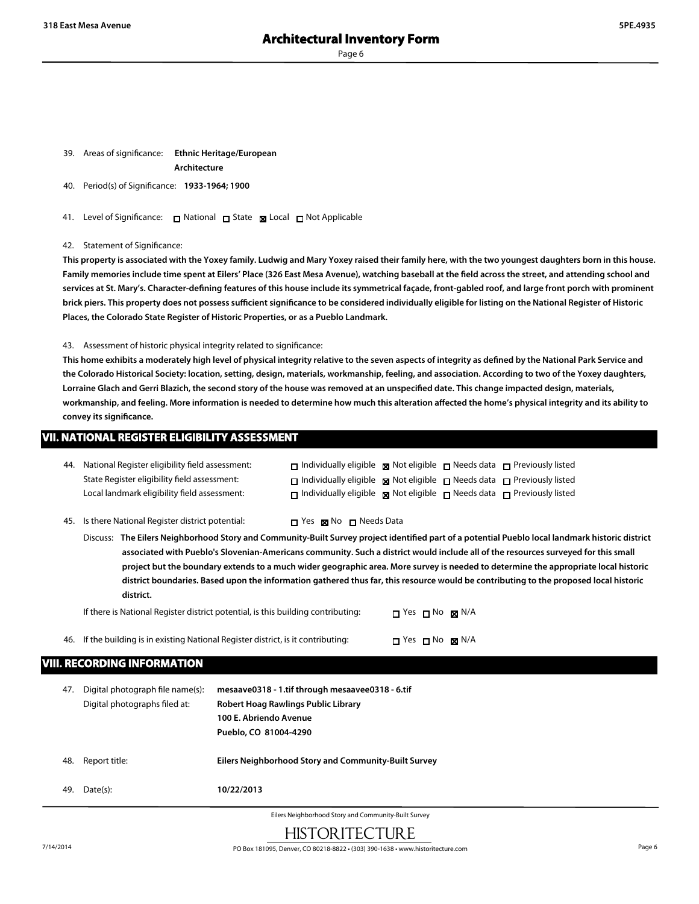39. Areas of significance: **Ethnic Heritage/European**
**Architecture**

40. Period(s) of Significance: **1933-1964; 1900**

41. Level of Significance: ☐ National ☐ State ☒ Local ☐ Not Applicable

42. Statement of Significance:

**This property is associated with the Yoxey family. Ludwig and Mary Yoxey raised their family here, with the two youngest daughters born in this house. Family memories include time spent at Eilers' Place (326 East Mesa Avenue), watching baseball at the field across the street, and attending school and services at St. Mary's. Character-defining features of this house include its symmetrical façade, front-gabled roof, and large front porch with prominent brick piers. This property does not possess sufficient significance to be considered individually eligible for listing on the National Register of Historic Places, the Colorado State Register of Historic Properties, or as a Pueblo Landmark.**

43. Assessment of historic physical integrity related to significance:

**This home exhibits a moderately high level of physical integrity relative to the seven aspects of integrity as defined by the National Park Service and the Colorado Historical Society: location, setting, design, materials, workmanship, feeling, and association. According to two of the Yoxey daughters, Lorraine Glach and Gerri Blazich, the second story of the house was removed at an unspecified date. This change impacted design, materials, workmanship, and feeling. More information is needed to determine how much this alteration affected the home's physical integrity and its ability to convey its significance.**

## VII. NATIONAL REGISTER ELIGIBILITY ASSESSMENT

44. National Register eligibility field assessment: ☐ Individually eligible ☒ Not eligible ☐ Needs data ☐ Previously listed
State Register eligibility field assessment: ☐ Individually eligible ☒ Not eligible ☐ Needs data ☐ Previously listed
Local landmark eligibility field assessment: ☐ Individually eligible ☒ Not eligible ☐ Needs data ☐ Previously listed

45. Is there National Register district potential: ☐ Yes ☒ No ☐ Needs Data

Discuss: **The Eilers Neighborhood Story and Community-Built Survey project identified part of a potential Pueblo local landmark historic district associated with Pueblo's Slovenian-Americans community. Such a district would include all of the resources surveyed for this small project but the boundary extends to a much wider geographic area. More survey is needed to determine the appropriate local historic district boundaries. Based upon the information gathered thus far, this resource would be contributing to the proposed local historic district.**

If there is National Register district potential, is this building contributing: ☐ Yes ☐ No ☒ N/A

46. If the building is in existing National Register district, is it contributing: ☐ Yes ☐ No ☒ N/A

## VIII. RECORDING INFORMATION

47. Digital photograph file name(s): **mesaave0318 - 1.tif through mesaavee0318 - 6.tif**
Digital photographs filed at: **Robert Hoag Rawlings Public Library**
**100 E. Abriendo Avenue**
**Pueblo, CO 81004-4290**

48. Report title: **Eilers Neighborhood Story and Community-Built Survey**

49. Date(s): **10/22/2013**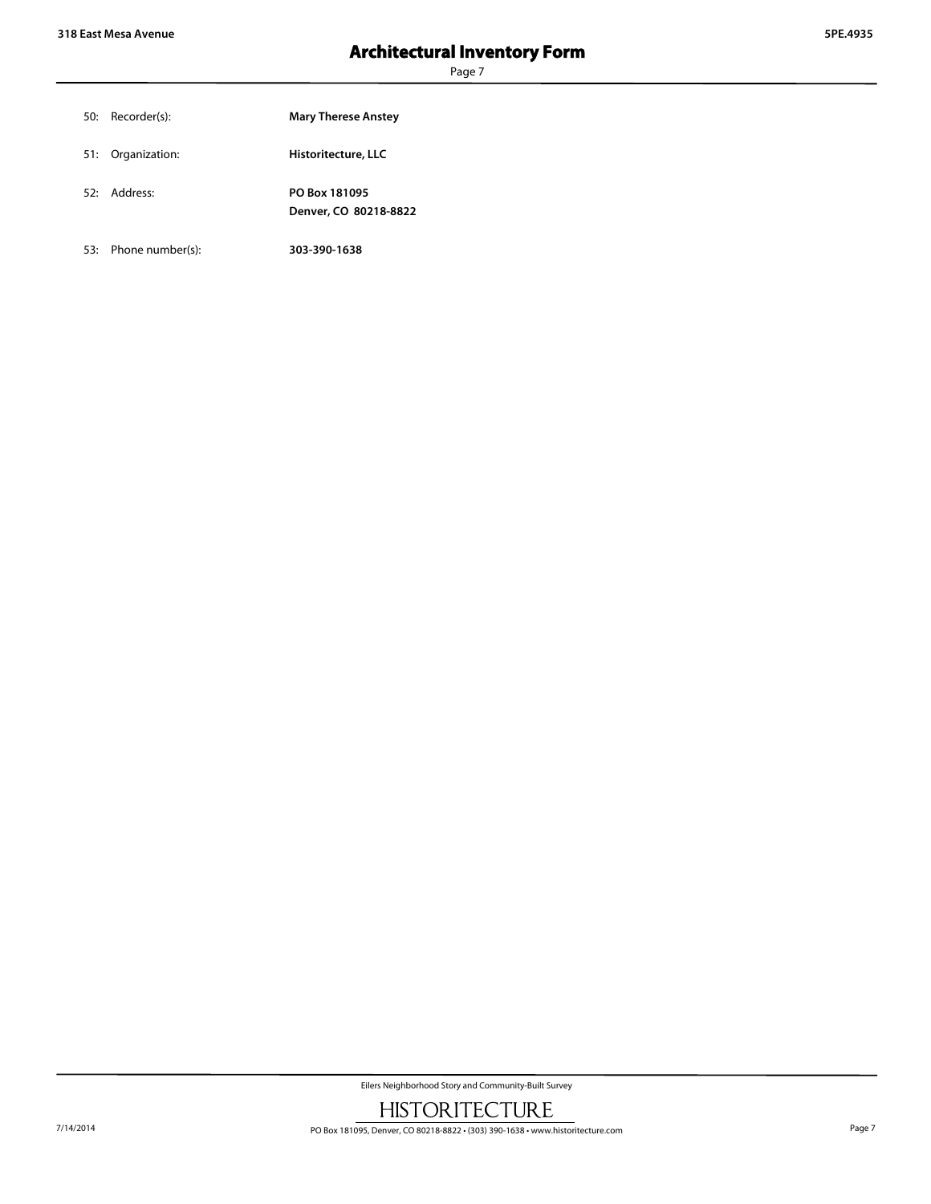50: Recorder(s): **Mary Therese Anstey**

51: Organization: **Historitecture, LLC**

52: Address: **PO Box 181095**
**Denver, CO 80218-8822**

53: Phone number(s): **303-390-1638**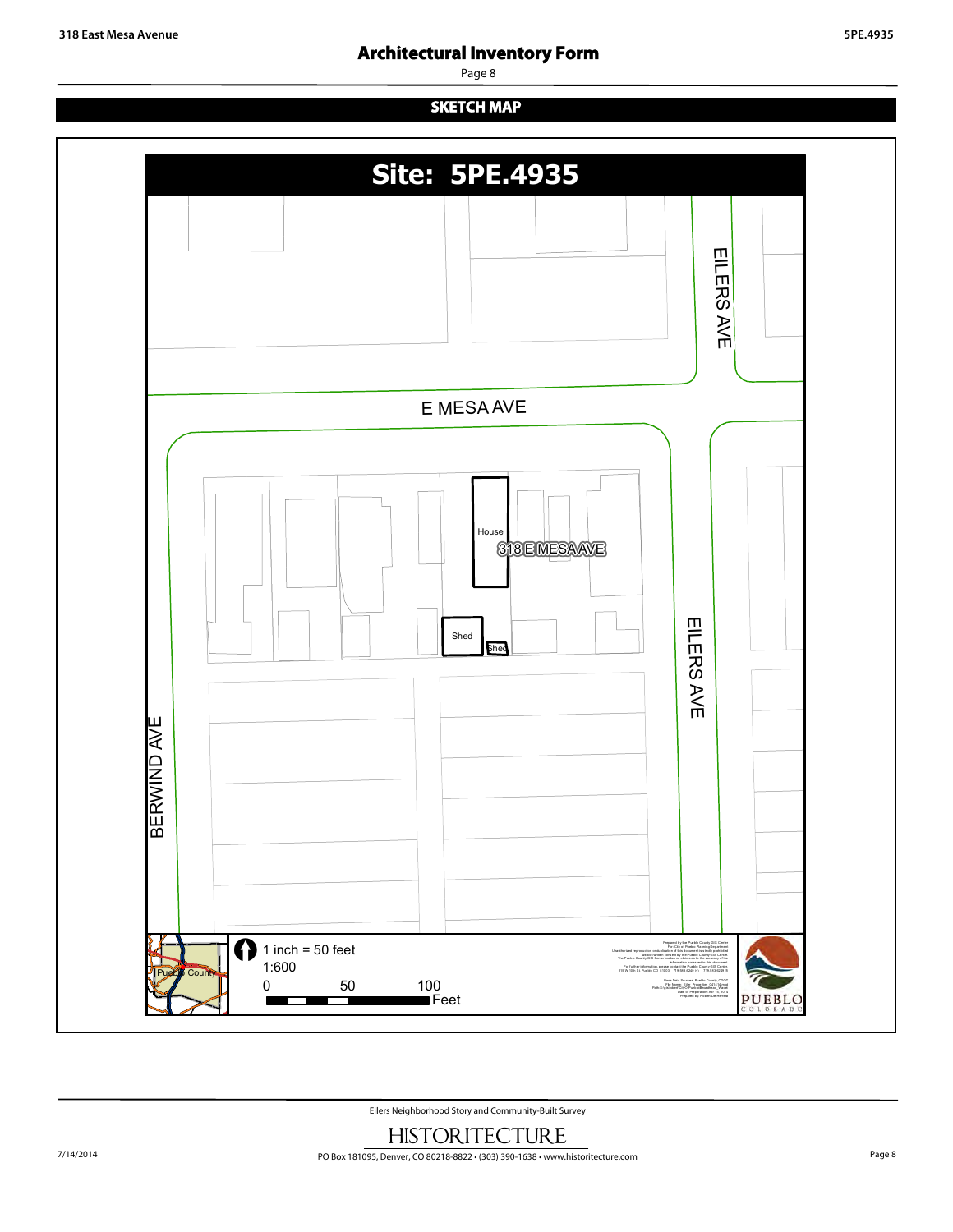## SKETCH MAP

**Site: 5PE.4935**

EILERS AVE

E MESA AVE

House

318 E MESA AVE

Shed

Shed

EILERS AVE

BERWIND AVE

Pueblo County

1 inch = 50 feet

1:600

0 50 100 Feet

PUEBLO COLORADO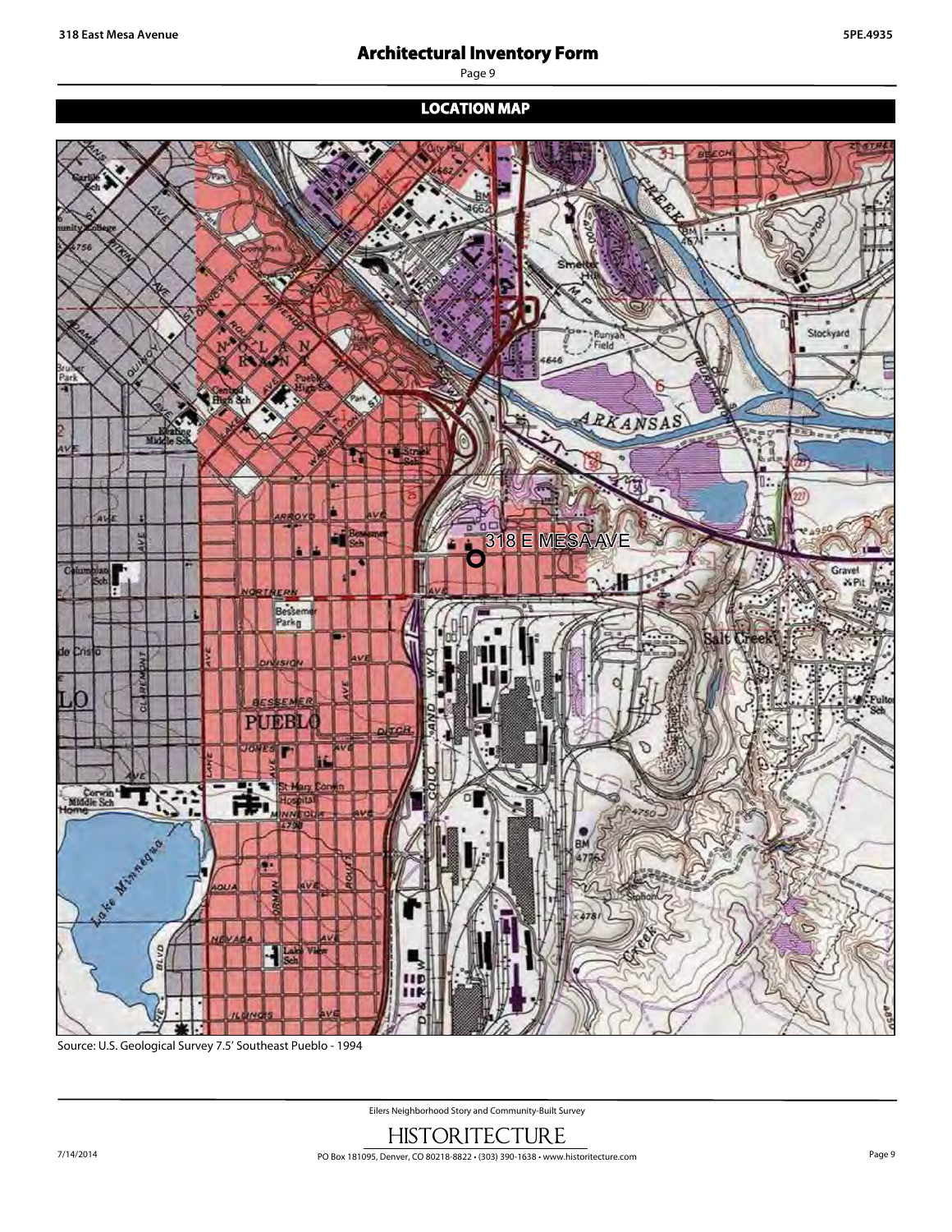## LOCATION MAP

318 E MESA AVE

Source: U.S. Geological Survey 7.5' Southeast Pueblo - 1994